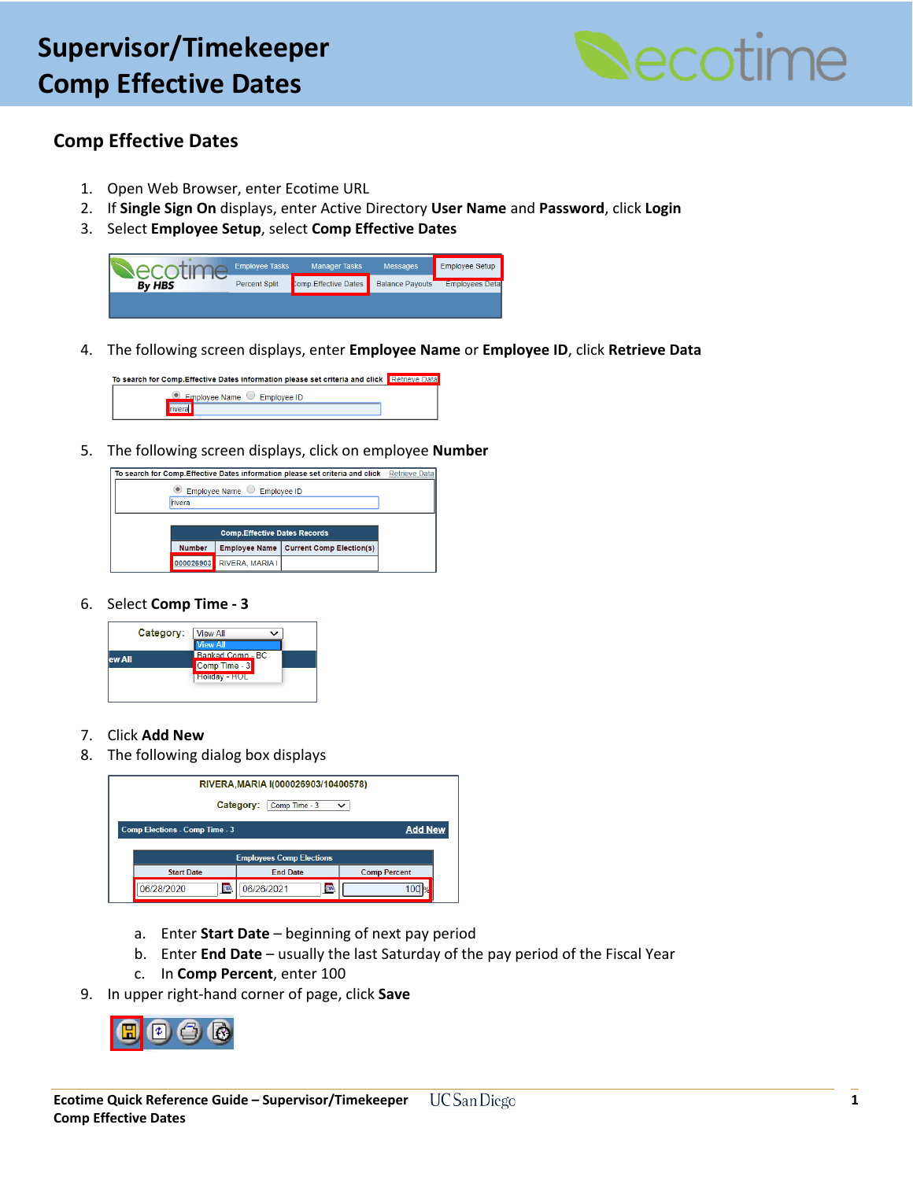# Supervisor/Timekeeper Comp Effective Dates

## Comp Effective Dates

1. Open Web Browser, enter Ecotime URL
2. If **Single Sign On** displays, enter Active Directory **User Name** and **Password**, click **Login**
3. Select **Employee Setup**, select **Comp Effective Dates**
4. The following screen displays, enter **Employee Name** or **Employee ID**, click **Retrieve Data**
5. The following screen displays, click on employee **Number**
6. Select **Comp Time - 3**
7. Click **Add New**
8. The following dialog box displays
   a. Enter **Start Date** – beginning of next pay period
   b. Enter **End Date** – usually the last Saturday of the pay period of the Fiscal Year
   c. In **Comp Percent**, enter 100
9. In upper right-hand corner of page, click **Save**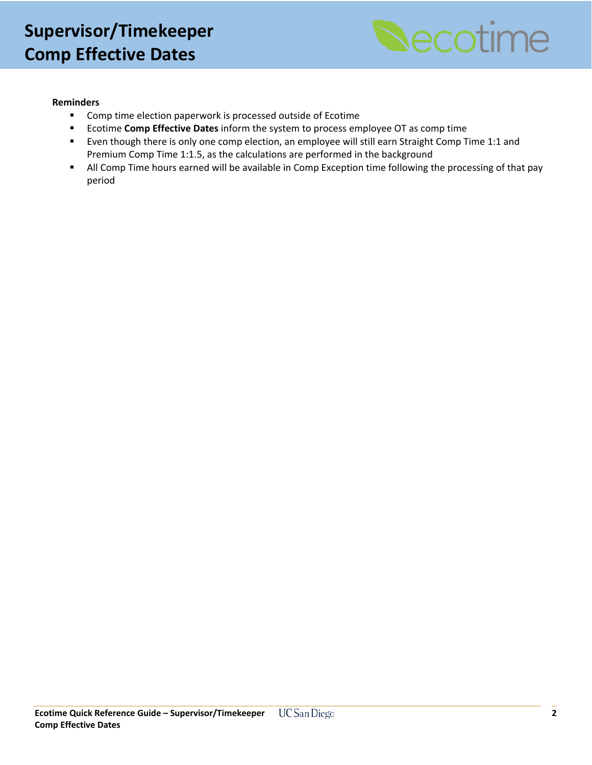**Reminders**

- Comp time election paperwork is processed outside of Ecotime
- Ecotime **Comp Effective Dates** inform the system to process employee OT as comp time
- Even though there is only one comp election, an employee will still earn Straight Comp Time 1:1 and Premium Comp Time 1:1.5, as the calculations are performed in the background
- All Comp Time hours earned will be available in Comp Exception time following the processing of that pay period